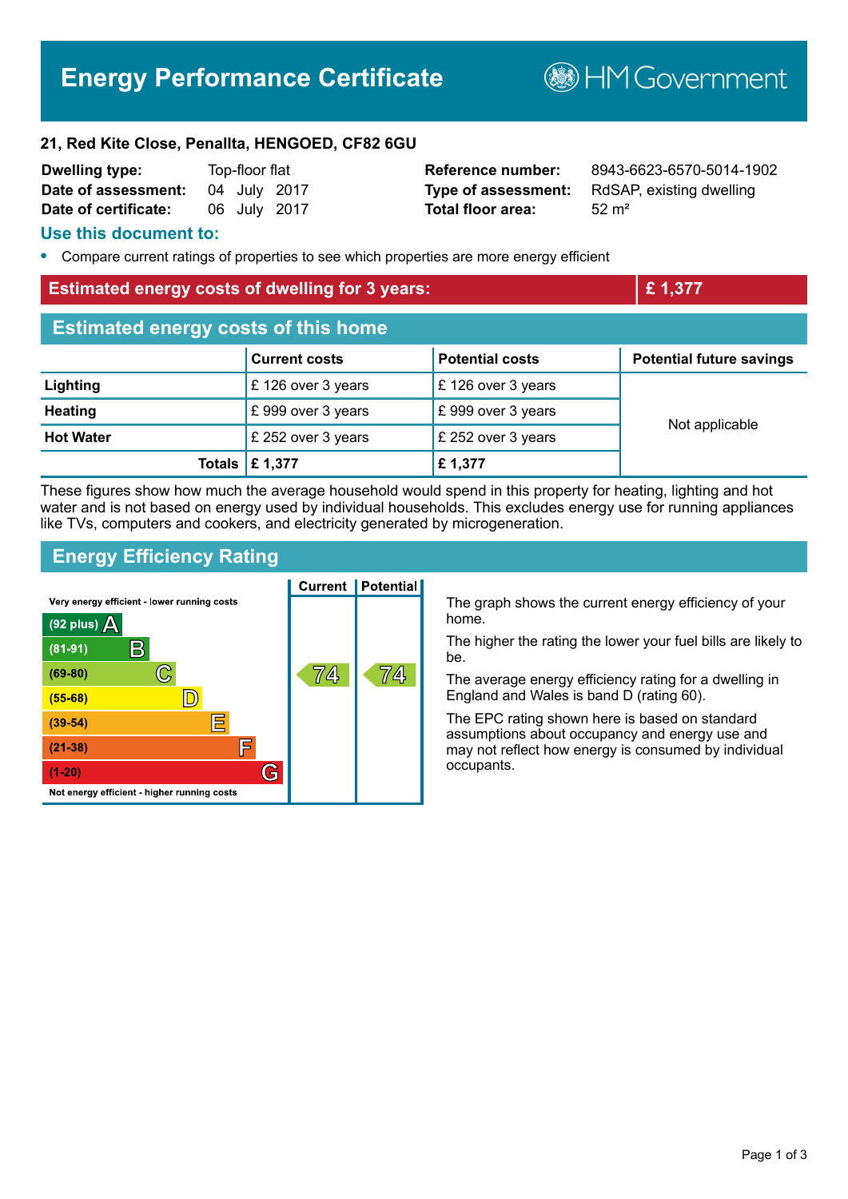# Energy Performance Certificate

HM Government

**21, Red Kite Close, Penallta, HENGOED, CF82 6GU**

| | | | |
|---|---|---|---|
| **Dwelling type:** | Top-floor flat | **Reference number:** | 8943-6623-6570-5014-1902 |
| **Date of assessment:** | 04 July 2017 | **Type of assessment:** | RdSAP, existing dwelling |
| **Date of certificate:** | 06 July 2017 | **Total floor area:** | 52 m² |

## Use this document to:

- Compare current ratings of properties to see which properties are more energy efficient

| **Estimated energy costs of dwelling for 3 years:** | **£ 1,377** |
|---|---|

## Estimated energy costs of this home

| | Current costs | Potential costs | Potential future savings |
|---|---|---|---|
| **Lighting** | £ 126 over 3 years | £ 126 over 3 years | Not applicable |
| **Heating** | £ 999 over 3 years | £ 999 over 3 years | |
| **Hot Water** | £ 252 over 3 years | £ 252 over 3 years | |
| **Totals** | **£ 1,377** | **£ 1,377** | |

These figures show how much the average household would spend in this property for heating, lighting and hot water and is not based on energy used by individual households. This excludes energy use for running appliances like TVs, computers and cookers, and electricity generated by microgeneration.

## Energy Efficiency Rating

Very energy efficient - lower running costs

| Rating | Band | Current | Potential |
|---|---|---|---|
| (92 plus) | A | | |
| (81-91) | B | | |
| (69-80) | C | 74 | 74 |
| (55-68) | D | | |
| (39-54) | E | | |
| (21-38) | F | | |
| (1-20) | G | | |

Not energy efficient - higher running costs

The graph shows the current energy efficiency of your home.

The higher the rating the lower your fuel bills are likely to be.

The average energy efficiency rating for a dwelling in England and Wales is band D (rating 60).

The EPC rating shown here is based on standard assumptions about occupancy and energy use and may not reflect how energy is consumed by individual occupants.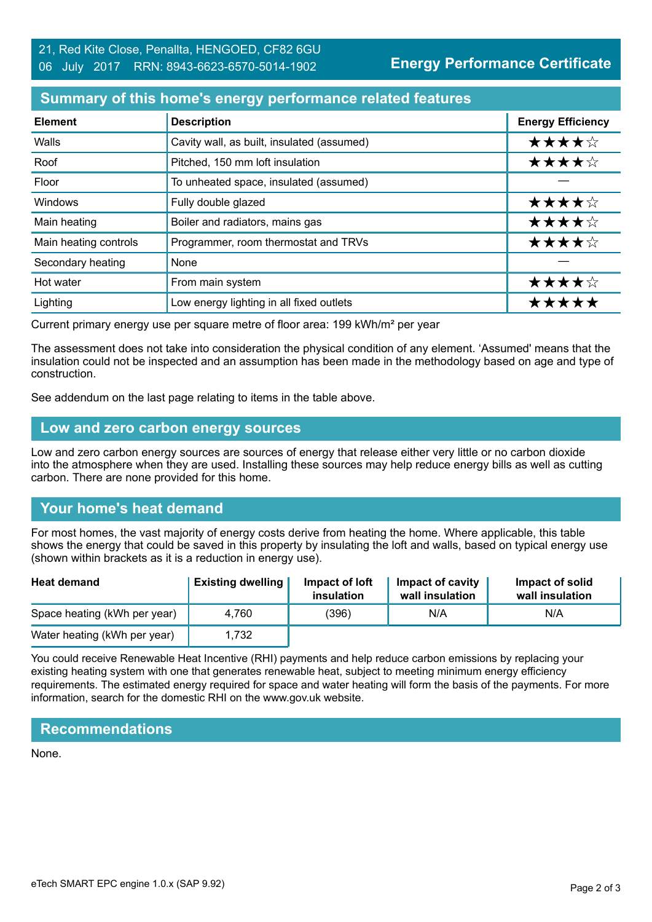21, Red Kite Close, Penallta, HENGOED, CF82 6GU
06 July 2017 RRN: 8943-6623-6570-5014-1902

**Energy Performance Certificate**

## Summary of this home's energy performance related features

| Element | Description | Energy Efficiency |
|---|---|---|
| Walls | Cavity wall, as built, insulated (assumed) | ★★★★☆ |
| Roof | Pitched, 150 mm loft insulation | ★★★★☆ |
| Floor | To unheated space, insulated (assumed) | — |
| Windows | Fully double glazed | ★★★★☆ |
| Main heating | Boiler and radiators, mains gas | ★★★★☆ |
| Main heating controls | Programmer, room thermostat and TRVs | ★★★★☆ |
| Secondary heating | None | — |
| Hot water | From main system | ★★★★☆ |
| Lighting | Low energy lighting in all fixed outlets | ★★★★★ |

Current primary energy use per square metre of floor area: 199 kWh/m² per year

The assessment does not take into consideration the physical condition of any element. 'Assumed' means that the insulation could not be inspected and an assumption has been made in the methodology based on age and type of construction.

See addendum on the last page relating to items in the table above.

## Low and zero carbon energy sources

Low and zero carbon energy sources are sources of energy that release either very little or no carbon dioxide into the atmosphere when they are used. Installing these sources may help reduce energy bills as well as cutting carbon. There are none provided for this home.

## Your home's heat demand

For most homes, the vast majority of energy costs derive from heating the home. Where applicable, this table shows the energy that could be saved in this property by insulating the loft and walls, based on typical energy use (shown within brackets as it is a reduction in energy use).

| Heat demand | Existing dwelling | Impact of loft insulation | Impact of cavity wall insulation | Impact of solid wall insulation |
|---|---|---|---|---|
| Space heating (kWh per year) | 4,760 | (396) | N/A | N/A |
| Water heating (kWh per year) | 1,732 | | | |

You could receive Renewable Heat Incentive (RHI) payments and help reduce carbon emissions by replacing your existing heating system with one that generates renewable heat, subject to meeting minimum energy efficiency requirements. The estimated energy required for space and water heating will form the basis of the payments. For more information, search for the domestic RHI on the www.gov.uk website.

## Recommendations

None.

eTech SMART EPC engine 1.0.x (SAP 9.92)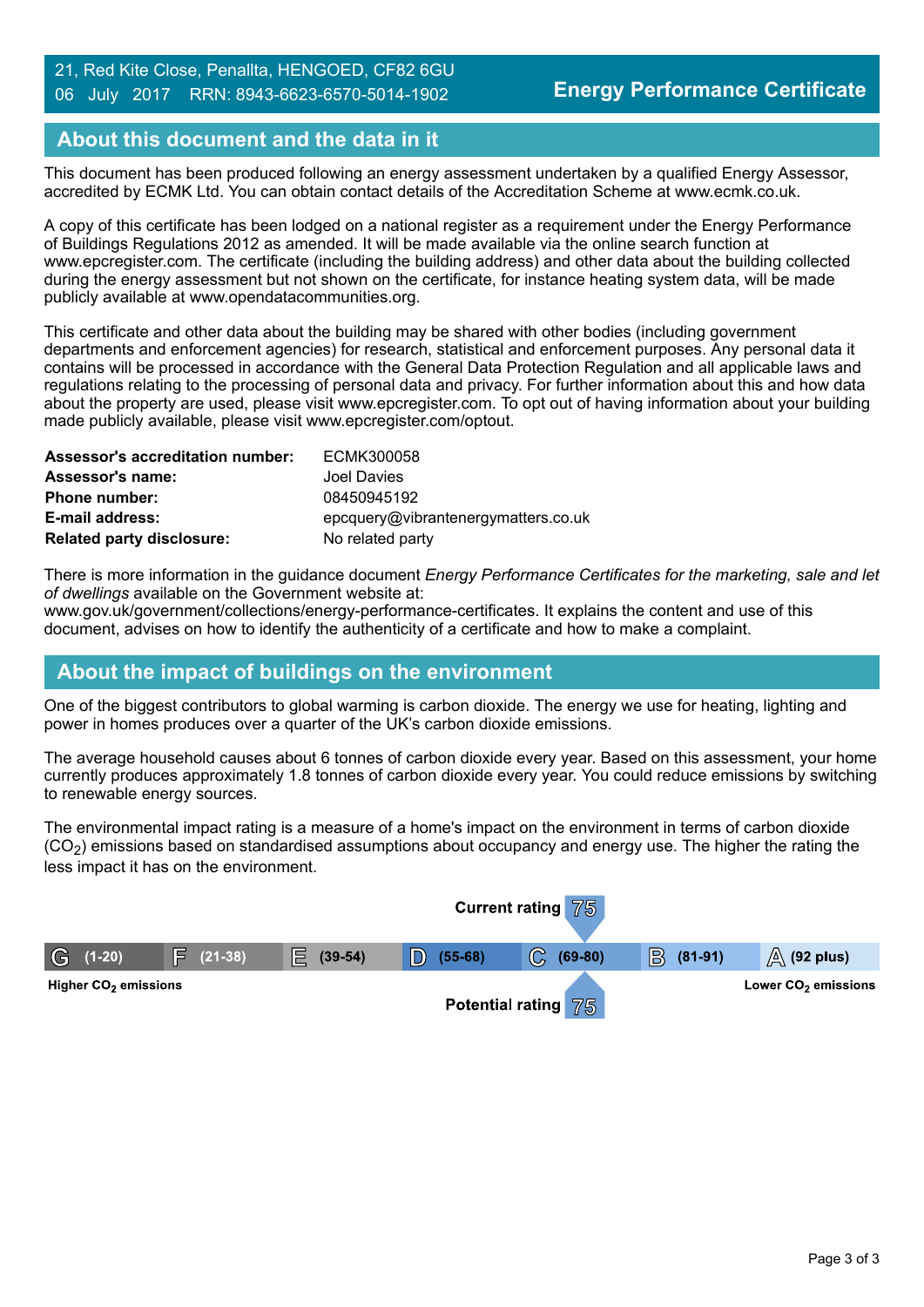21, Red Kite Close, Penallta, HENGOED, CF82 6GU
06 July 2017 RRN: 8943-6623-6570-5014-1902

**Energy Performance Certificate**

## About this document and the data in it

This document has been produced following an energy assessment undertaken by a qualified Energy Assessor, accredited by ECMK Ltd. You can obtain contact details of the Accreditation Scheme at www.ecmk.co.uk.

A copy of this certificate has been lodged on a national register as a requirement under the Energy Performance of Buildings Regulations 2012 as amended. It will be made available via the online search function at www.epcregister.com. The certificate (including the building address) and other data about the building collected during the energy assessment but not shown on the certificate, for instance heating system data, will be made publicly available at www.opendatacommunities.org.

This certificate and other data about the building may be shared with other bodies (including government departments and enforcement agencies) for research, statistical and enforcement purposes. Any personal data it contains will be processed in accordance with the General Data Protection Regulation and all applicable laws and regulations relating to the processing of personal data and privacy. For further information about this and how data about the property are used, please visit www.epcregister.com. To opt out of having information about your building made publicly available, please visit www.epcregister.com/optout.

| | |
|---|---|
| **Assessor's accreditation number:** | ECMK300058 |
| **Assessor's name:** | Joel Davies |
| **Phone number:** | 08450945192 |
| **E-mail address:** | epcquery@vibrantenergymatters.co.uk |
| **Related party disclosure:** | No related party |

There is more information in the guidance document *Energy Performance Certificates for the marketing, sale and let of dwellings* available on the Government website at: www.gov.uk/government/collections/energy-performance-certificates. It explains the content and use of this document, advises on how to identify the authenticity of a certificate and how to make a complaint.

## About the impact of buildings on the environment

One of the biggest contributors to global warming is carbon dioxide. The energy we use for heating, lighting and power in homes produces over a quarter of the UK's carbon dioxide emissions.

The average household causes about 6 tonnes of carbon dioxide every year. Based on this assessment, your home currently produces approximately 1.8 tonnes of carbon dioxide every year. You could reduce emissions by switching to renewable energy sources.

The environmental impact rating is a measure of a home's impact on the environment in terms of carbon dioxide ($CO_2$) emissions based on standardised assumptions about occupancy and energy use. The higher the rating the less impact it has on the environment.

Current rating 75

G (1-20) F (21-38) E (39-54) D (55-68) C (69-80) B (81-91) A (92 plus)

Higher $CO_2$ emissions

Lower $CO_2$ emissions

Potential rating 75